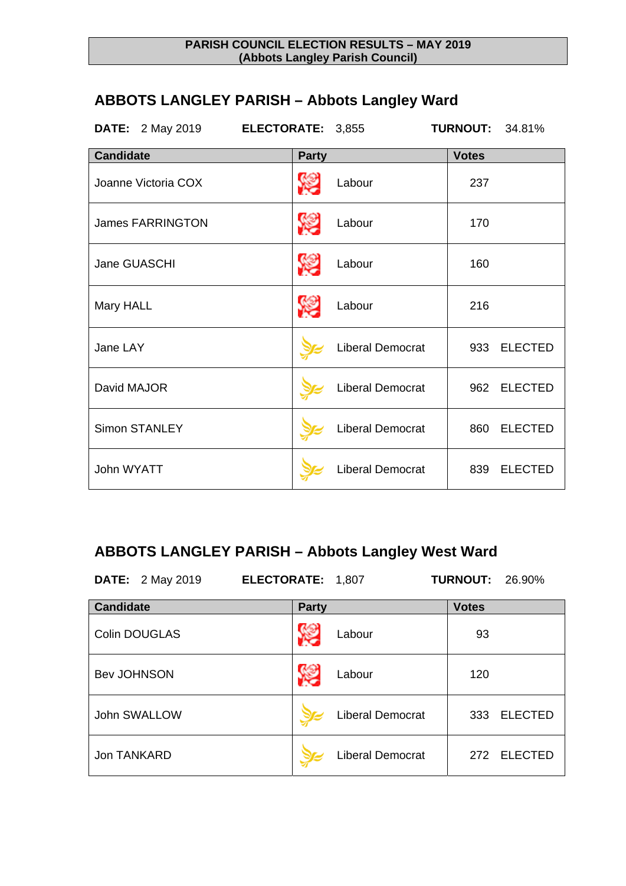**PARISH COUNCIL ELECTION RESULTS – MAY 2019**
**(Abbots Langley Parish Council)**

## ABBOTS LANGLEY PARISH – Abbots Langley Ward

**DATE:** 2 May 2019 **ELECTORATE:** 3,855 **TURNOUT:** 34.81%

| Candidate | Party | Votes | |
|---|---|---|---|
| Joanne Victoria COX | Labour | 237 | |
| James FARRINGTON | Labour | 170 | |
| Jane GUASCHI | Labour | 160 | |
| Mary HALL | Labour | 216 | |
| Jane LAY | Liberal Democrat | 933 | ELECTED |
| David MAJOR | Liberal Democrat | 962 | ELECTED |
| Simon STANLEY | Liberal Democrat | 860 | ELECTED |
| John WYATT | Liberal Democrat | 839 | ELECTED |

## ABBOTS LANGLEY PARISH – Abbots Langley West Ward

**DATE:** 2 May 2019 **ELECTORATE:** 1,807 **TURNOUT:** 26.90%

| Candidate | Party | Votes | |
|---|---|---|---|
| Colin DOUGLAS | Labour | 93 | |
| Bev JOHNSON | Labour | 120 | |
| John SWALLOW | Liberal Democrat | 333 | ELECTED |
| Jon TANKARD | Liberal Democrat | 272 | ELECTED |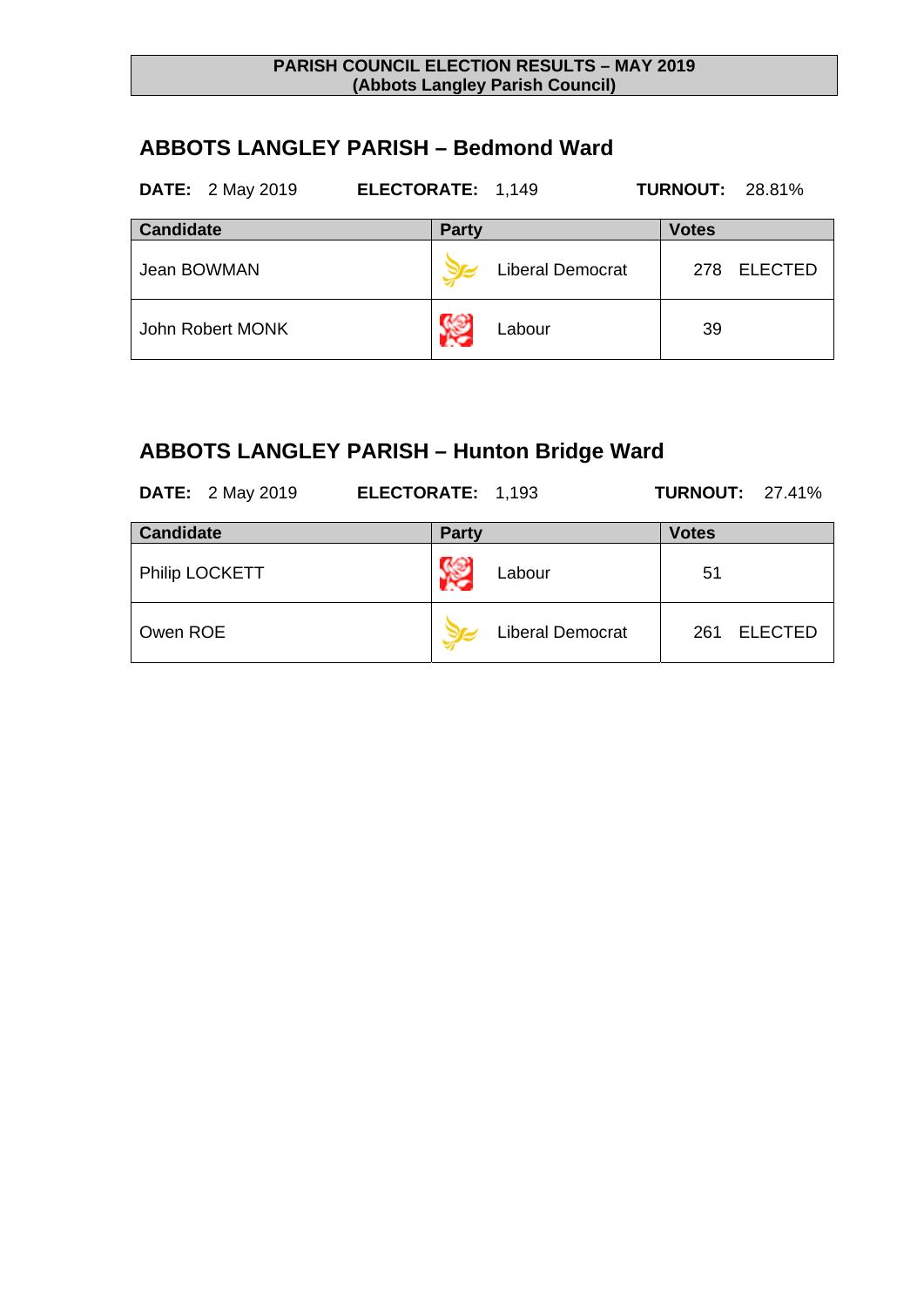**PARISH COUNCIL ELECTION RESULTS – MAY 2019**
**(Abbots Langley Parish Council)**

## ABBOTS LANGLEY PARISH – Bedmond Ward

**DATE:** 2 May 2019 **ELECTORATE:** 1,149 **TURNOUT:** 28.81%

| Candidate | Party | Votes |
|---|---|---|
| Jean BOWMAN | Liberal Democrat | 278 ELECTED |
| John Robert MONK | Labour | 39 |

## ABBOTS LANGLEY PARISH – Hunton Bridge Ward

**DATE:** 2 May 2019 **ELECTORATE:** 1,193 **TURNOUT:** 27.41%

| Candidate | Party | Votes |
|---|---|---|
| Philip LOCKETT | Labour | 51 |
| Owen ROE | Liberal Democrat | 261 ELECTED |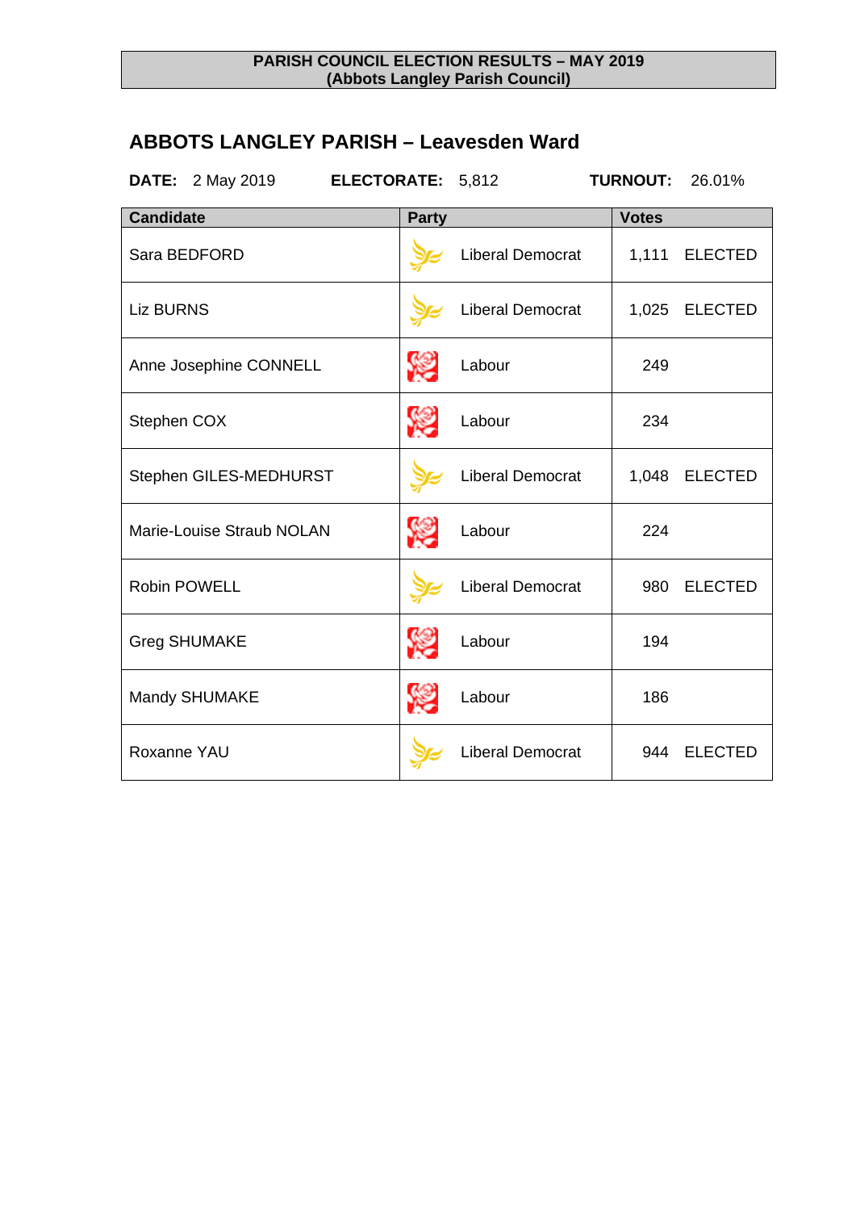**PARISH COUNCIL ELECTION RESULTS – MAY 2019**
**(Abbots Langley Parish Council)**

## ABBOTS LANGLEY PARISH – Leavesden Ward

**DATE:** 2 May 2019 **ELECTORATE:** 5,812 **TURNOUT:** 26.01%

| Candidate | Party | Votes |
|---|---|---|
| Sara BEDFORD | Liberal Democrat | 1,111 ELECTED |
| Liz BURNS | Liberal Democrat | 1,025 ELECTED |
| Anne Josephine CONNELL | Labour | 249 |
| Stephen COX | Labour | 234 |
| Stephen GILES-MEDHURST | Liberal Democrat | 1,048 ELECTED |
| Marie-Louise Straub NOLAN | Labour | 224 |
| Robin POWELL | Liberal Democrat | 980 ELECTED |
| Greg SHUMAKE | Labour | 194 |
| Mandy SHUMAKE | Labour | 186 |
| Roxanne YAU | Liberal Democrat | 944 ELECTED |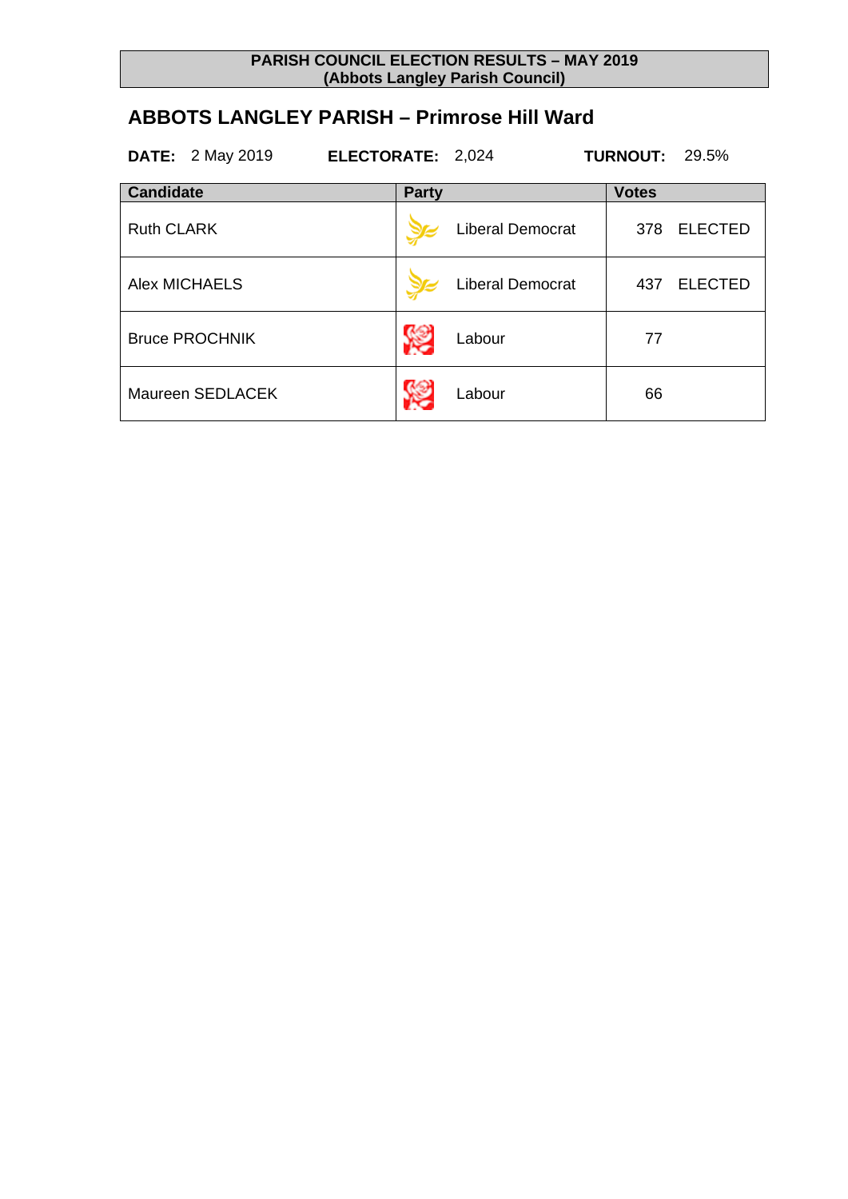**PARISH COUNCIL ELECTION RESULTS – MAY 2019**
**(Abbots Langley Parish Council)**

## ABBOTS LANGLEY PARISH – Primrose Hill Ward

**DATE:** 2 May 2019 **ELECTORATE:** 2,024 **TURNOUT:** 29.5%

| Candidate | Party | Votes | |
|---|---|---|---|
| Ruth CLARK | Liberal Democrat | 378 | ELECTED |
| Alex MICHAELS | Liberal Democrat | 437 | ELECTED |
| Bruce PROCHNIK | Labour | 77 | |
| Maureen SEDLACEK | Labour | 66 | |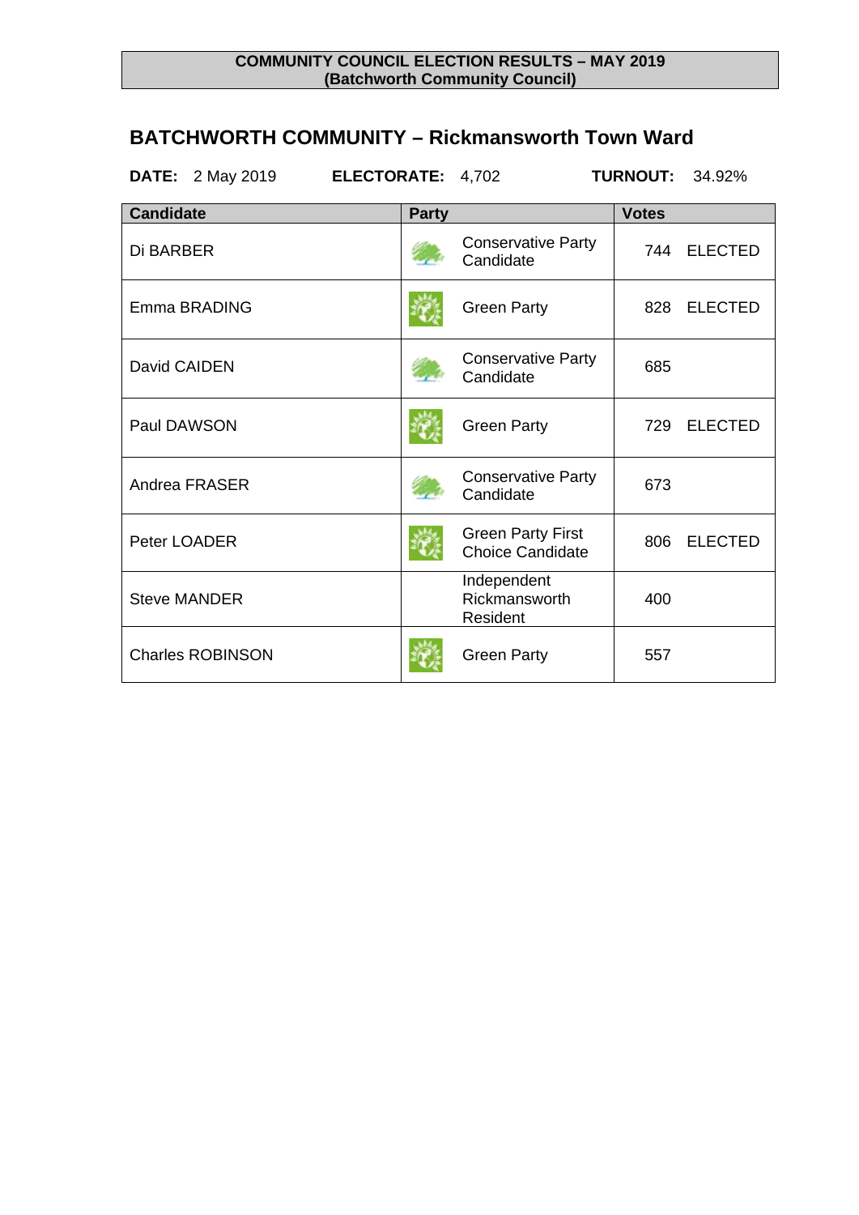**COMMUNITY COUNCIL ELECTION RESULTS – MAY 2019**
**(Batchworth Community Council)**

## BATCHWORTH COMMUNITY – Rickmansworth Town Ward

**DATE:** 2 May 2019 **ELECTORATE:** 4,702 **TURNOUT:** 34.92%

| Candidate | Party | Votes | |
|---|---|---|---|
| Di BARBER | Conservative Party Candidate | 744 | ELECTED |
| Emma BRADING | Green Party | 828 | ELECTED |
| David CAIDEN | Conservative Party Candidate | 685 | |
| Paul DAWSON | Green Party | 729 | ELECTED |
| Andrea FRASER | Conservative Party Candidate | 673 | |
| Peter LOADER | Green Party First Choice Candidate | 806 | ELECTED |
| Steve MANDER | Independent Rickmansworth Resident | 400 | |
| Charles ROBINSON | Green Party | 557 | |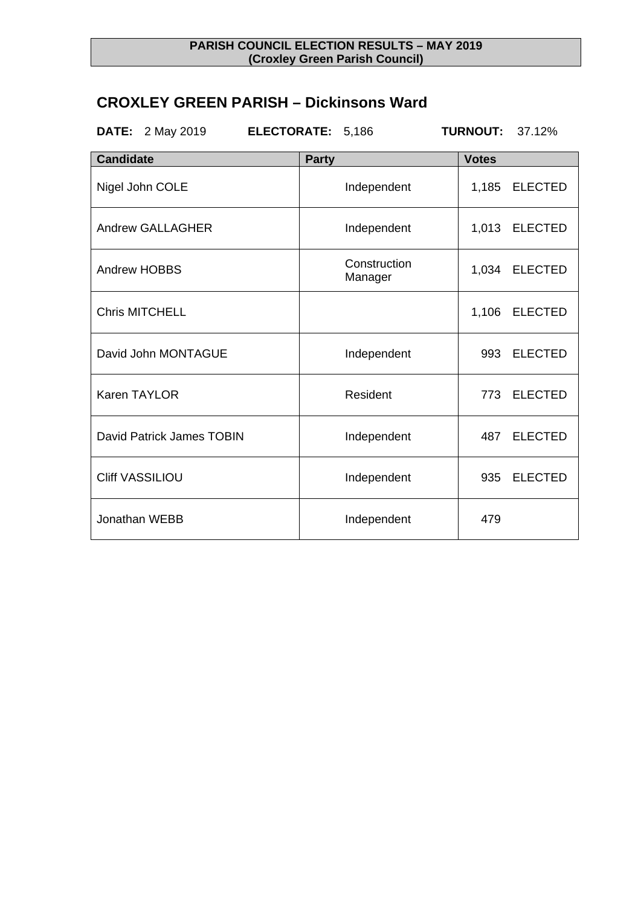**PARISH COUNCIL ELECTION RESULTS – MAY 2019**
**(Croxley Green Parish Council)**

## CROXLEY GREEN PARISH – Dickinsons Ward

**DATE:** 2 May 2019 **ELECTORATE:** 5,186 **TURNOUT:** 37.12%

| Candidate | Party | Votes | |
|---|---|---|---|
| Nigel John COLE | Independent | 1,185 | ELECTED |
| Andrew GALLAGHER | Independent | 1,013 | ELECTED |
| Andrew HOBBS | Construction Manager | 1,034 | ELECTED |
| Chris MITCHELL | | 1,106 | ELECTED |
| David John MONTAGUE | Independent | 993 | ELECTED |
| Karen TAYLOR | Resident | 773 | ELECTED |
| David Patrick James TOBIN | Independent | 487 | ELECTED |
| Cliff VASSILIOU | Independent | 935 | ELECTED |
| Jonathan WEBB | Independent | 479 | |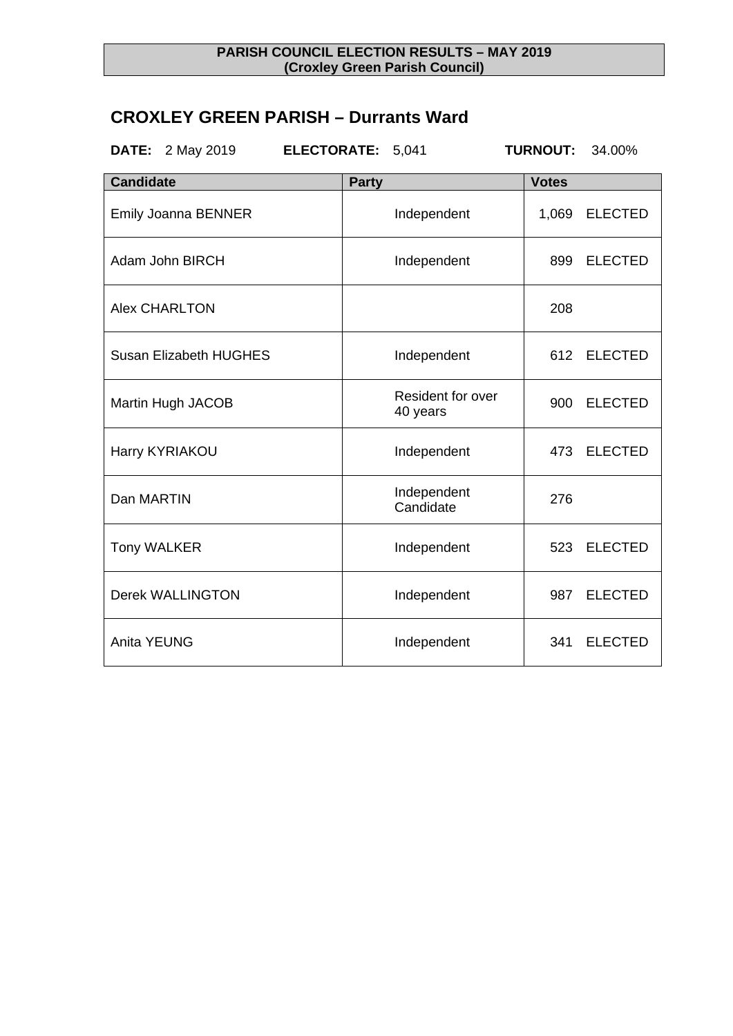**PARISH COUNCIL ELECTION RESULTS – MAY 2019**
**(Croxley Green Parish Council)**

## CROXLEY GREEN PARISH – Durrants Ward

**DATE:** 2 May 2019 **ELECTORATE:** 5,041 **TURNOUT:** 34.00%

| Candidate | Party | Votes | |
|---|---|---|---|
| Emily Joanna BENNER | Independent | 1,069 | ELECTED |
| Adam John BIRCH | Independent | 899 | ELECTED |
| Alex CHARLTON | | 208 | |
| Susan Elizabeth HUGHES | Independent | 612 | ELECTED |
| Martin Hugh JACOB | Resident for over 40 years | 900 | ELECTED |
| Harry KYRIAKOU | Independent | 473 | ELECTED |
| Dan MARTIN | Independent Candidate | 276 | |
| Tony WALKER | Independent | 523 | ELECTED |
| Derek WALLINGTON | Independent | 987 | ELECTED |
| Anita YEUNG | Independent | 341 | ELECTED |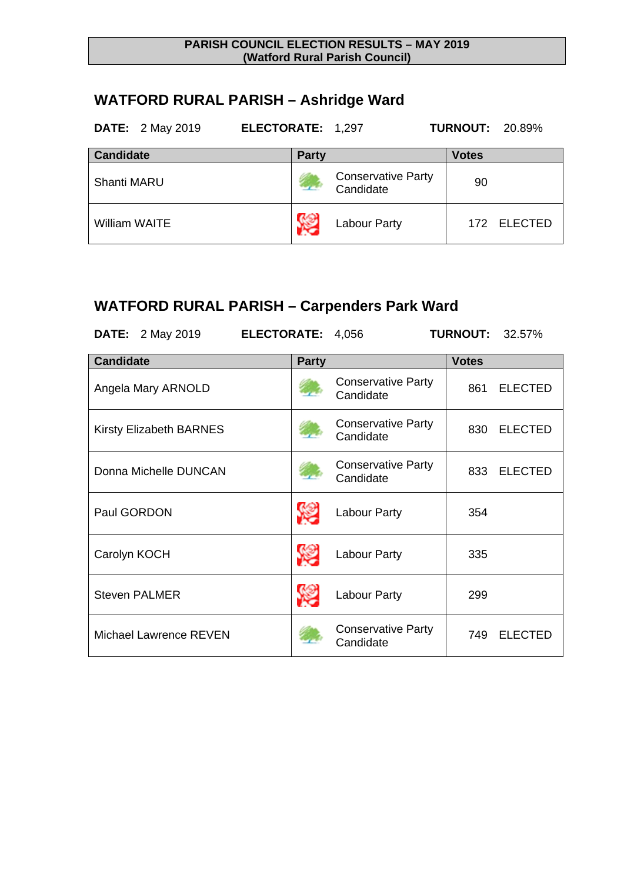**PARISH COUNCIL ELECTION RESULTS – MAY 2019**
**(Watford Rural Parish Council)**

## WATFORD RURAL PARISH – Ashridge Ward

**DATE:** 2 May 2019 **ELECTORATE:** 1,297 **TURNOUT:** 20.89%

| Candidate | Party | Votes |
|---|---|---|
| Shanti MARU | Conservative Party Candidate | 90 |
| William WAITE | Labour Party | 172 ELECTED |

## WATFORD RURAL PARISH – Carpenders Park Ward

**DATE:** 2 May 2019 **ELECTORATE:** 4,056 **TURNOUT:** 32.57%

| Candidate | Party | Votes |
|---|---|---|
| Angela Mary ARNOLD | Conservative Party Candidate | 861 ELECTED |
| Kirsty Elizabeth BARNES | Conservative Party Candidate | 830 ELECTED |
| Donna Michelle DUNCAN | Conservative Party Candidate | 833 ELECTED |
| Paul GORDON | Labour Party | 354 |
| Carolyn KOCH | Labour Party | 335 |
| Steven PALMER | Labour Party | 299 |
| Michael Lawrence REVEN | Conservative Party Candidate | 749 ELECTED |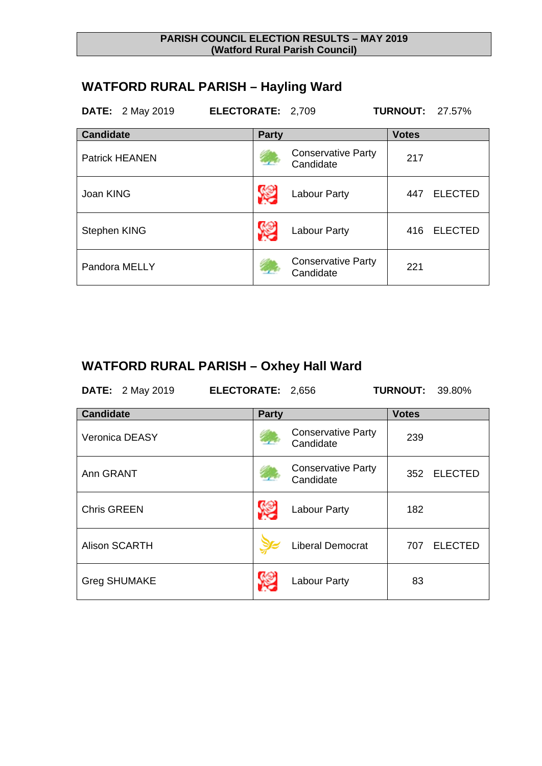**PARISH COUNCIL ELECTION RESULTS – MAY 2019**
**(Watford Rural Parish Council)**

## WATFORD RURAL PARISH – Hayling Ward

**DATE:** 2 May 2019 **ELECTORATE:** 2,709 **TURNOUT:** 27.57%

| Candidate | Party | Votes |
|---|---|---|
| Patrick HEANEN | Conservative Party Candidate | 217 |
| Joan KING | Labour Party | 447 ELECTED |
| Stephen KING | Labour Party | 416 ELECTED |
| Pandora MELLY | Conservative Party Candidate | 221 |

## WATFORD RURAL PARISH – Oxhey Hall Ward

**DATE:** 2 May 2019 **ELECTORATE:** 2,656 **TURNOUT:** 39.80%

| Candidate | Party | Votes |
|---|---|---|
| Veronica DEASY | Conservative Party Candidate | 239 |
| Ann GRANT | Conservative Party Candidate | 352 ELECTED |
| Chris GREEN | Labour Party | 182 |
| Alison SCARTH | Liberal Democrat | 707 ELECTED |
| Greg SHUMAKE | Labour Party | 83 |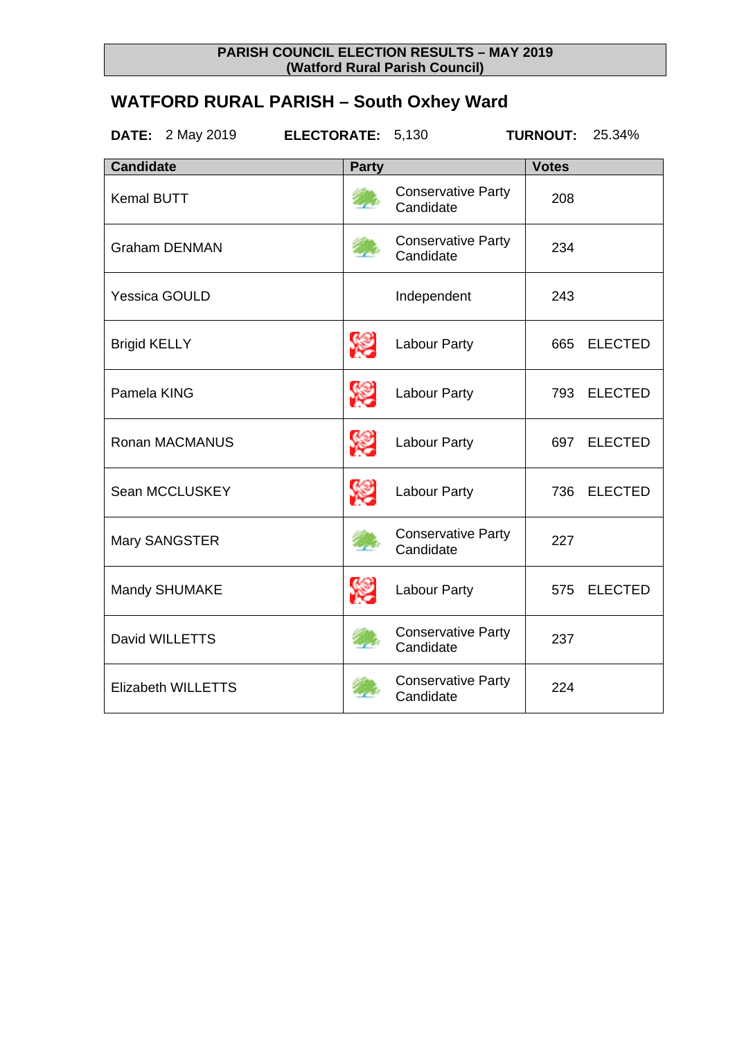**PARISH COUNCIL ELECTION RESULTS – MAY 2019**
**(Watford Rural Parish Council)**

## WATFORD RURAL PARISH – South Oxhey Ward

**DATE:** 2 May 2019 **ELECTORATE:** 5,130 **TURNOUT:** 25.34%

| Candidate | Party | Votes | |
|---|---|---|---|
| Kemal BUTT | Conservative Party Candidate | 208 | |
| Graham DENMAN | Conservative Party Candidate | 234 | |
| Yessica GOULD | Independent | 243 | |
| Brigid KELLY | Labour Party | 665 | ELECTED |
| Pamela KING | Labour Party | 793 | ELECTED |
| Ronan MACMANUS | Labour Party | 697 | ELECTED |
| Sean MCCLUSKEY | Labour Party | 736 | ELECTED |
| Mary SANGSTER | Conservative Party Candidate | 227 | |
| Mandy SHUMAKE | Labour Party | 575 | ELECTED |
| David WILLETTS | Conservative Party Candidate | 237 | |
| Elizabeth WILLETTS | Conservative Party Candidate | 224 | |